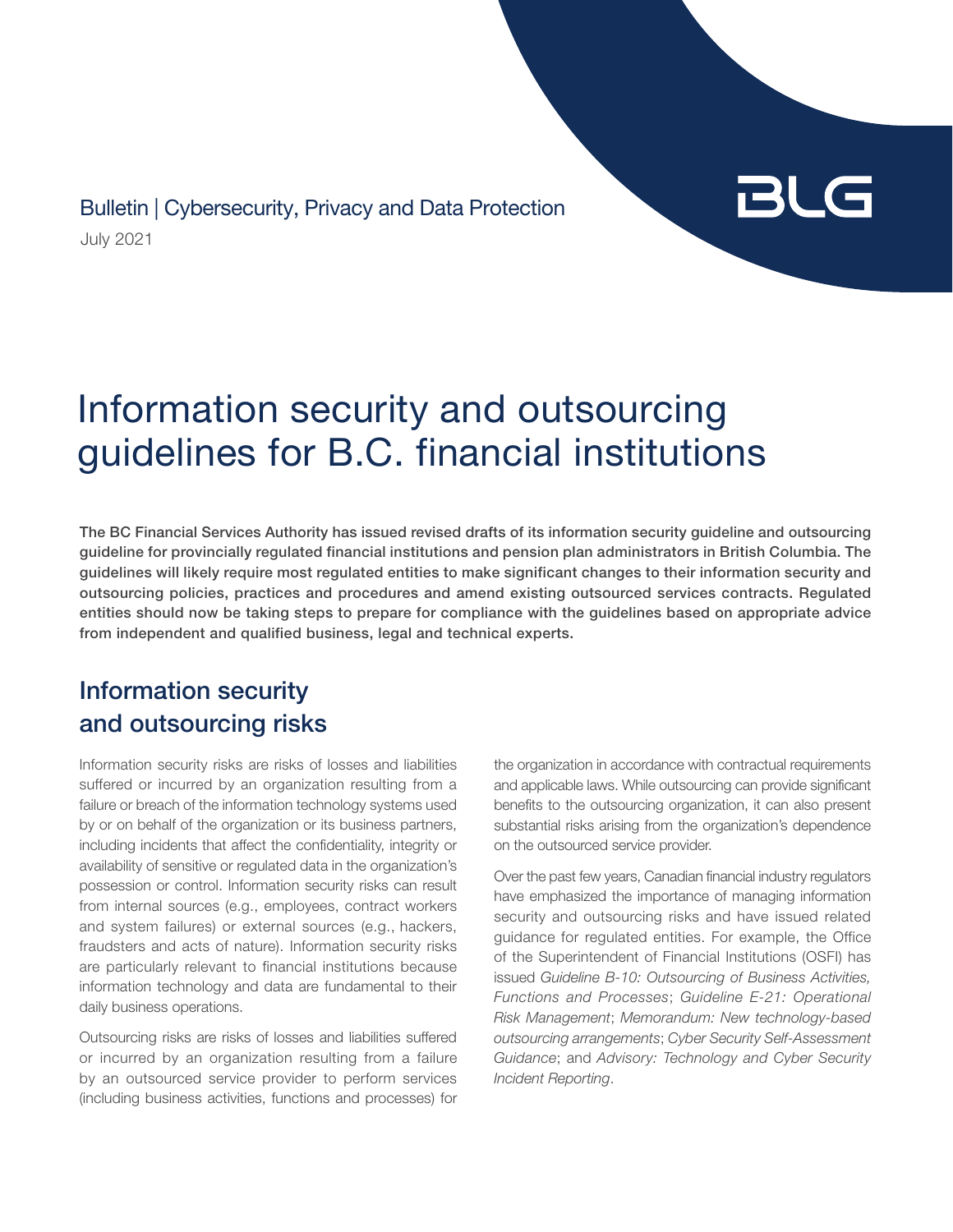Bulletin | Cybersecurity, Privacy and Data Protection

July 2021

# Information security and outsourcing guidelines for B.C. financial institutions

**The BC Financial Services Authority has issued revised drafts of its information security guideline and outsourcing guideline for provincially regulated financial institutions and pension plan administrators in British Columbia. The guidelines will likely require most regulated entities to make significant changes to their information security and outsourcing policies, practices and procedures and amend existing outsourced services contracts. Regulated entities should now be taking steps to prepare for compliance with the guidelines based on appropriate advice from independent and qualified business, legal and technical experts.**

## Information security and outsourcing risks

Information security risks are risks of losses and liabilities suffered or incurred by an organization resulting from a failure or breach of the information technology systems used by or on behalf of the organization or its business partners, including incidents that affect the confidentiality, integrity or availability of sensitive or regulated data in the organization's possession or control. Information security risks can result from internal sources (e.g., employees, contract workers and system failures) or external sources (e.g., hackers, fraudsters and acts of nature). Information security risks are particularly relevant to financial institutions because information technology and data are fundamental to their daily business operations.

Outsourcing risks are risks of losses and liabilities suffered or incurred by an organization resulting from a failure by an outsourced service provider to perform services (including business activities, functions and processes) for the organization in accordance with contractual requirements and applicable laws. While outsourcing can provide significant benefits to the outsourcing organization, it can also present substantial risks arising from the organization's dependence on the outsourced service provider.

Over the past few years, Canadian financial industry regulators have emphasized the importance of managing information security and outsourcing risks and have issued related guidance for regulated entities. For example, the Office of the Superintendent of Financial Institutions (OSFI) has issued *Guideline B-10: Outsourcing of Business Activities, Functions and Processes*; *Guideline E-21: Operational Risk Management*; *Memorandum: New technology-based outsourcing arrangements*; *Cyber Security Self-Assessment Guidance*; and *Advisory: Technology and Cyber Security Incident Reporting*.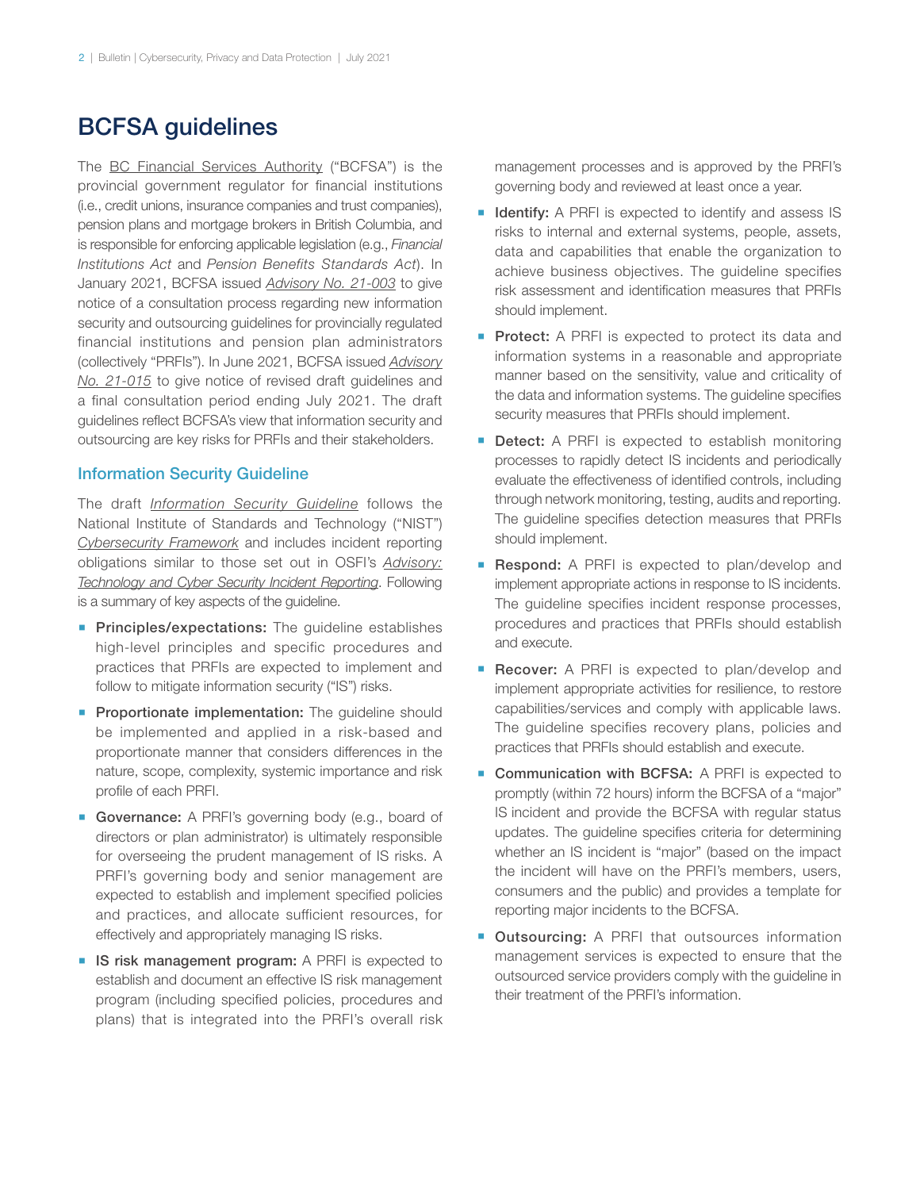# BCFSA guidelines

The BC Financial Services Authority ("BCFSA") is the provincial government regulator for financial institutions (i.e., credit unions, insurance companies and trust companies), pension plans and mortgage brokers in British Columbia, and is responsible for enforcing applicable legislation (e.g., *Financial Institutions Act* and *Pension Benefits Standards Act*). In January 2021, BCFSA issued *Advisory No. 21-003* to give notice of a consultation process regarding new information security and outsourcing guidelines for provincially regulated financial institutions and pension plan administrators (collectively "PRFIs"). In June 2021, BCFSA issued *Advisory No. 21-015* to give notice of revised draft guidelines and a final consultation period ending July 2021. The draft guidelines reflect BCFSA's view that information security and outsourcing are key risks for PRFIs and their stakeholders.

## Information Security Guideline

The draft *Information Security Guideline* follows the National Institute of Standards and Technology ("NIST") *Cybersecurity Framework* and includes incident reporting obligations similar to those set out in OSFI's *Advisory: Technology and Cyber Security Incident Reporting*. Following is a summary of key aspects of the guideline.

- **Principles/expectations:** The guideline establishes high-level principles and specific procedures and practices that PRFIs are expected to implement and follow to mitigate information security ("IS") risks.
- **Proportionate implementation:** The guideline should be implemented and applied in a risk-based and proportionate manner that considers differences in the nature, scope, complexity, systemic importance and risk profile of each PRFI.
- **Governance:** A PRFI's governing body (e.g., board of directors or plan administrator) is ultimately responsible for overseeing the prudent management of IS risks. A PRFI's governing body and senior management are expected to establish and implement specified policies and practices, and allocate sufficient resources, for effectively and appropriately managing IS risks.
- **IS risk management program:** A PRFI is expected to establish and document an effective IS risk management program (including specified policies, procedures and plans) that is integrated into the PRFI's overall risk management processes and is approved by the PRFI's governing body and reviewed at least once a year.
- **Identify:** A PRFI is expected to identify and assess IS risks to internal and external systems, people, assets, data and capabilities that enable the organization to achieve business objectives. The guideline specifies risk assessment and identification measures that PRFIs should implement.
- **Protect:** A PRFI is expected to protect its data and information systems in a reasonable and appropriate manner based on the sensitivity, value and criticality of the data and information systems. The guideline specifies security measures that PRFIs should implement.
- **Detect:** A PRFI is expected to establish monitoring processes to rapidly detect IS incidents and periodically evaluate the effectiveness of identified controls, including through network monitoring, testing, audits and reporting. The guideline specifies detection measures that PRFIs should implement.
- **Respond:** A PRFI is expected to plan/develop and implement appropriate actions in response to IS incidents. The guideline specifies incident response processes, procedures and practices that PRFIs should establish and execute.
- **Recover:** A PRFI is expected to plan/develop and implement appropriate activities for resilience, to restore capabilities/services and comply with applicable laws. The guideline specifies recovery plans, policies and practices that PRFIs should establish and execute.
- **Communication with BCFSA:** A PRFI is expected to promptly (within 72 hours) inform the BCFSA of a "major" IS incident and provide the BCFSA with regular status updates. The guideline specifies criteria for determining whether an IS incident is "major" (based on the impact the incident will have on the PRFI's members, users, consumers and the public) and provides a template for reporting major incidents to the BCFSA.
- **Outsourcing:** A PRFI that outsources information management services is expected to ensure that the outsourced service providers comply with the guideline in their treatment of the PRFI's information.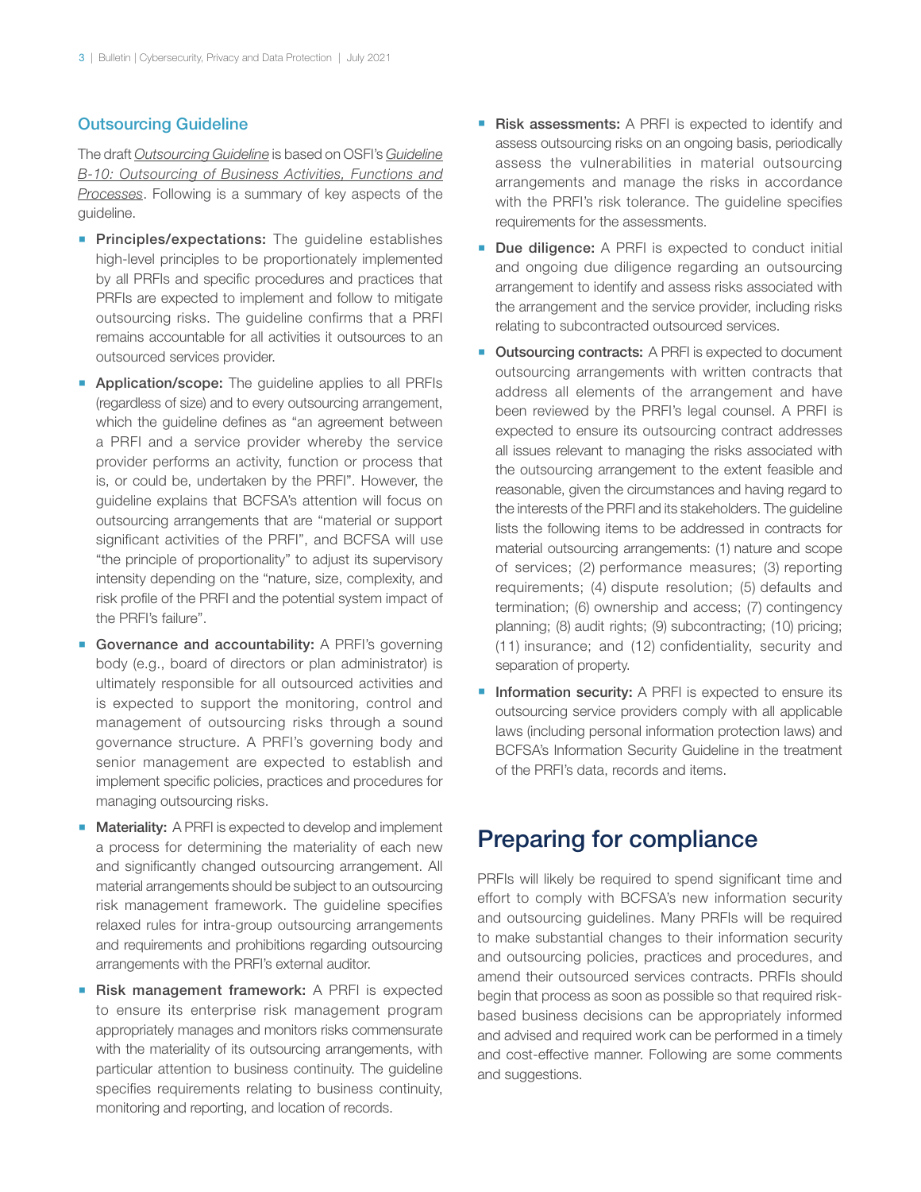### Outsourcing Guideline

The draft *Outsourcing Guideline* is based on OSFI's *Guideline B-10: Outsourcing of Business Activities, Functions and Processes*. Following is a summary of key aspects of the guideline.

- **Principles/expectations:** The guideline establishes high-level principles to be proportionately implemented by all PRFIs and specific procedures and practices that PRFIs are expected to implement and follow to mitigate outsourcing risks. The guideline confirms that a PRFI remains accountable for all activities it outsources to an outsourced services provider.
- **Application/scope:** The guideline applies to all PRFIs (regardless of size) and to every outsourcing arrangement, which the guideline defines as "an agreement between a PRFI and a service provider whereby the service provider performs an activity, function or process that is, or could be, undertaken by the PRFI". However, the guideline explains that BCFSA's attention will focus on outsourcing arrangements that are "material or support significant activities of the PRFI", and BCFSA will use "the principle of proportionality" to adjust its supervisory intensity depending on the "nature, size, complexity, and risk profile of the PRFI and the potential system impact of the PRFI's failure".
- **Governance and accountability:** A PRFI's governing body (e.g., board of directors or plan administrator) is ultimately responsible for all outsourced activities and is expected to support the monitoring, control and management of outsourcing risks through a sound governance structure. A PRFI's governing body and senior management are expected to establish and implement specific policies, practices and procedures for managing outsourcing risks.
- **Materiality:** A PRFI is expected to develop and implement a process for determining the materiality of each new and significantly changed outsourcing arrangement. All material arrangements should be subject to an outsourcing risk management framework. The guideline specifies relaxed rules for intra-group outsourcing arrangements and requirements and prohibitions regarding outsourcing arrangements with the PRFI's external auditor.
- **Risk management framework:** A PRFI is expected to ensure its enterprise risk management program appropriately manages and monitors risks commensurate with the materiality of its outsourcing arrangements, with particular attention to business continuity. The guideline specifies requirements relating to business continuity, monitoring and reporting, and location of records.
- **Risk assessments:** A PRFI is expected to identify and assess outsourcing risks on an ongoing basis, periodically assess the vulnerabilities in material outsourcing arrangements and manage the risks in accordance with the PRFI's risk tolerance. The guideline specifies requirements for the assessments.
- **Due diligence:** A PRFI is expected to conduct initial and ongoing due diligence regarding an outsourcing arrangement to identify and assess risks associated with the arrangement and the service provider, including risks relating to subcontracted outsourced services.
- **Outsourcing contracts:** A PRFI is expected to document outsourcing arrangements with written contracts that address all elements of the arrangement and have been reviewed by the PRFI's legal counsel. A PRFI is expected to ensure its outsourcing contract addresses all issues relevant to managing the risks associated with the outsourcing arrangement to the extent feasible and reasonable, given the circumstances and having regard to the interests of the PRFI and its stakeholders. The guideline lists the following items to be addressed in contracts for material outsourcing arrangements: (1) nature and scope of services; (2) performance measures; (3) reporting requirements; (4) dispute resolution; (5) defaults and termination; (6) ownership and access; (7) contingency planning; (8) audit rights; (9) subcontracting; (10) pricing; (11) insurance; and (12) confidentiality, security and separation of property.
- **Information security:** A PRFI is expected to ensure its outsourcing service providers comply with all applicable laws (including personal information protection laws) and BCFSA's Information Security Guideline in the treatment of the PRFI's data, records and items.

## Preparing for compliance

PRFIs will likely be required to spend significant time and effort to comply with BCFSA's new information security and outsourcing guidelines. Many PRFIs will be required to make substantial changes to their information security and outsourcing policies, practices and procedures, and amend their outsourced services contracts. PRFIs should begin that process as soon as possible so that required risk-based business decisions can be appropriately informed and advised and required work can be performed in a timely and cost-effective manner. Following are some comments and suggestions.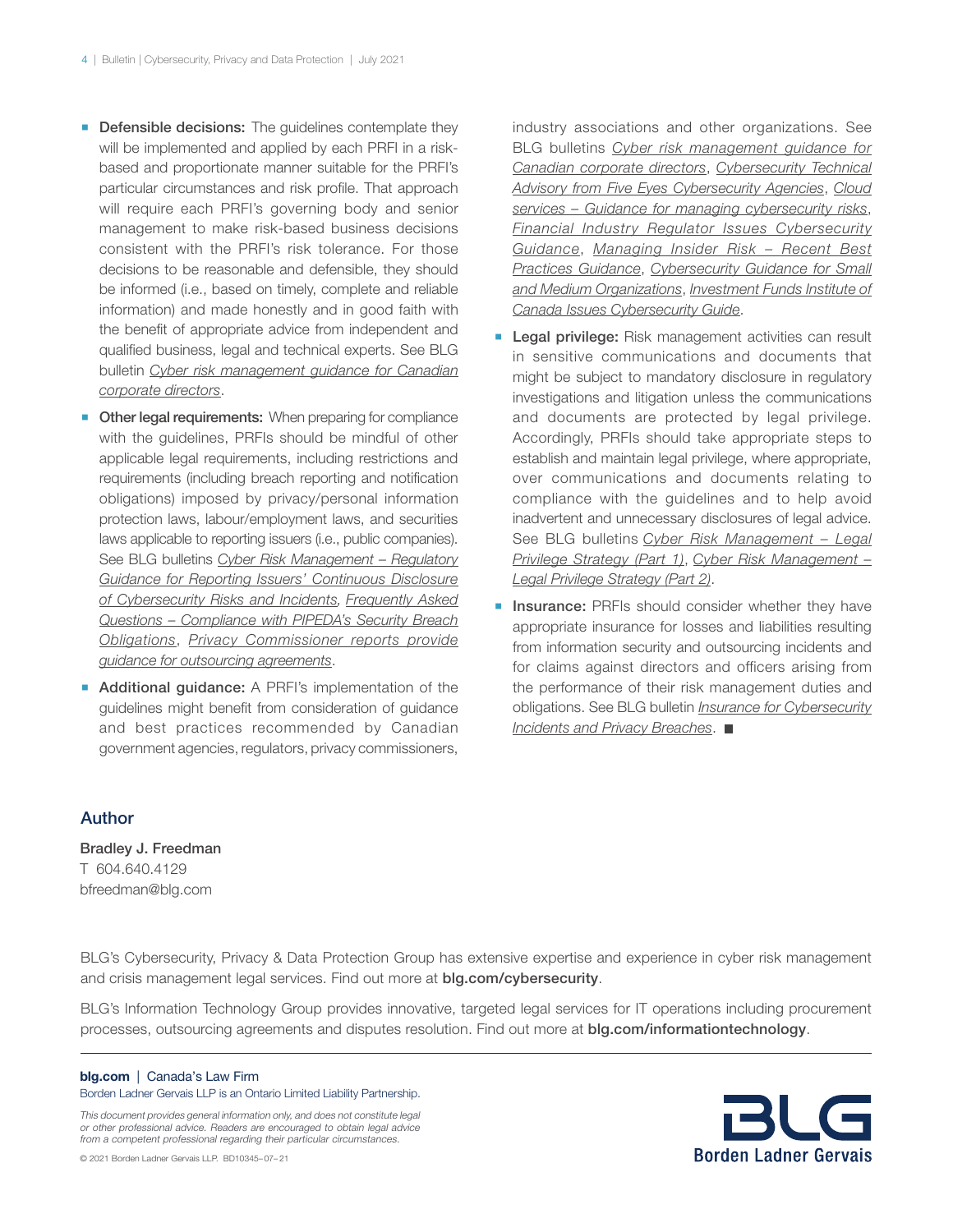- **Defensible decisions:** The guidelines contemplate they will be implemented and applied by each PRFI in a risk-based and proportionate manner suitable for the PRFI's particular circumstances and risk profile. That approach will require each PRFI's governing body and senior management to make risk-based business decisions consistent with the PRFI's risk tolerance. For those decisions to be reasonable and defensible, they should be informed (i.e., based on timely, complete and reliable information) and made honestly and in good faith with the benefit of appropriate advice from independent and qualified business, legal and technical experts. See BLG bulletin *Cyber risk management guidance for Canadian corporate directors*.
- **Other legal requirements:** When preparing for compliance with the guidelines, PRFIs should be mindful of other applicable legal requirements, including restrictions and requirements (including breach reporting and notification obligations) imposed by privacy/personal information protection laws, labour/employment laws, and securities laws applicable to reporting issuers (i.e., public companies). See BLG bulletins *Cyber Risk Management – Regulatory Guidance for Reporting Issuers' Continuous Disclosure of Cybersecurity Risks and Incidents*, *Frequently Asked Questions – Compliance with PIPEDA's Security Breach Obligations*, *Privacy Commissioner reports provide guidance for outsourcing agreements*.
- **Additional guidance:** A PRFI's implementation of the guidelines might benefit from consideration of guidance and best practices recommended by Canadian government agencies, regulators, privacy commissioners, industry associations and other organizations. See BLG bulletins *Cyber risk management guidance for Canadian corporate directors*, *Cybersecurity Technical Advisory from Five Eyes Cybersecurity Agencies*, *Cloud services – Guidance for managing cybersecurity risks*, *Financial Industry Regulator Issues Cybersecurity Guidance*, *Managing Insider Risk – Recent Best Practices Guidance*, *Cybersecurity Guidance for Small and Medium Organizations*, *Investment Funds Institute of Canada Issues Cybersecurity Guide*.
- **Legal privilege:** Risk management activities can result in sensitive communications and documents that might be subject to mandatory disclosure in regulatory investigations and litigation unless the communications and documents are protected by legal privilege. Accordingly, PRFIs should take appropriate steps to establish and maintain legal privilege, where appropriate, over communications and documents relating to compliance with the guidelines and to help avoid inadvertent and unnecessary disclosures of legal advice. See BLG bulletins *Cyber Risk Management – Legal Privilege Strategy (Part 1)*, *Cyber Risk Management – Legal Privilege Strategy (Part 2)*.
- **Insurance:** PRFIs should consider whether they have appropriate insurance for losses and liabilities resulting from information security and outsourcing incidents and for claims against directors and officers arising from the performance of their risk management duties and obligations. See BLG bulletin *Insurance for Cybersecurity Incidents and Privacy Breaches*. ■

## Author

**Bradley J. Freedman**
T 604.640.4129
bfreedman@blg.com

BLG's Cybersecurity, Privacy & Data Protection Group has extensive expertise and experience in cyber risk management and crisis management legal services. Find out more at **blg.com/cybersecurity**.

BLG's Information Technology Group provides innovative, targeted legal services for IT operations including procurement processes, outsourcing agreements and disputes resolution. Find out more at **blg.com/informationtechnology**.

**blg.com** | Canada's Law Firm
Borden Ladner Gervais LLP is an Ontario Limited Liability Partnership.

*This document provides general information only, and does not constitute legal or other professional advice. Readers are encouraged to obtain legal advice from a competent professional regarding their particular circumstances.*

© 2021 Borden Ladner Gervais LLP. BD10345–07–21

BLG
Borden Ladner Gervais